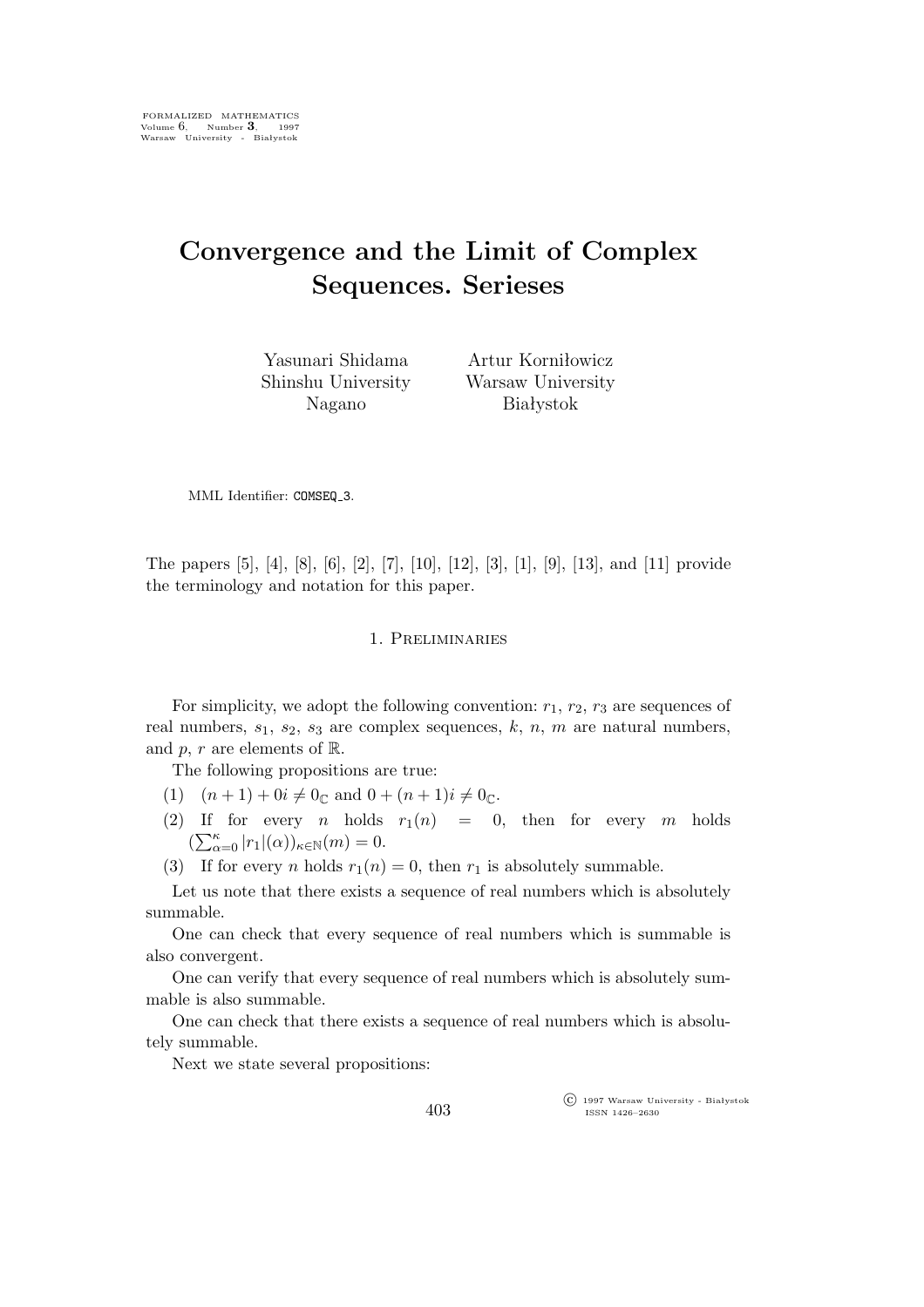# Convergence and the Limit of Complex Sequences. Serieses

Yasunari Shidama
Shinshu University
Nagano

Artur Korniłowicz
Warsaw University
Białystok

MML Identifier: COMSEQ_3.

The papers [5], [4], [8], [6], [2], [7], [10], [12], [3], [1], [9], [13], and [11] provide the terminology and notation for this paper.

## 1. Preliminaries

For simplicity, we adopt the following convention: $r_1$, $r_2$, $r_3$ are sequences of real numbers, $s_1$, $s_2$, $s_3$ are complex sequences, $k$, $n$, $m$ are natural numbers, and $p$, $r$ are elements of $\mathbb{R}$.

The following propositions are true:

(1) $(n+1)+0i \neq 0_{\mathbb{C}}$ and $0+(n+1)i \neq 0_{\mathbb{C}}$.

(2) If for every $n$ holds $r_1(n) = 0$, then for every $m$ holds $(\sum_{\alpha=0}^{\kappa} |r_1|(\alpha))_{\kappa \in \mathbb{N}}(m) = 0$.

(3) If for every $n$ holds $r_1(n) = 0$, then $r_1$ is absolutely summable.

Let us note that there exists a sequence of real numbers which is absolutely summable.

One can check that every sequence of real numbers which is summable is also convergent.

One can verify that every sequence of real numbers which is absolutely summable is also summable.

One can check that there exists a sequence of real numbers which is absolutely summable.

Next we state several propositions: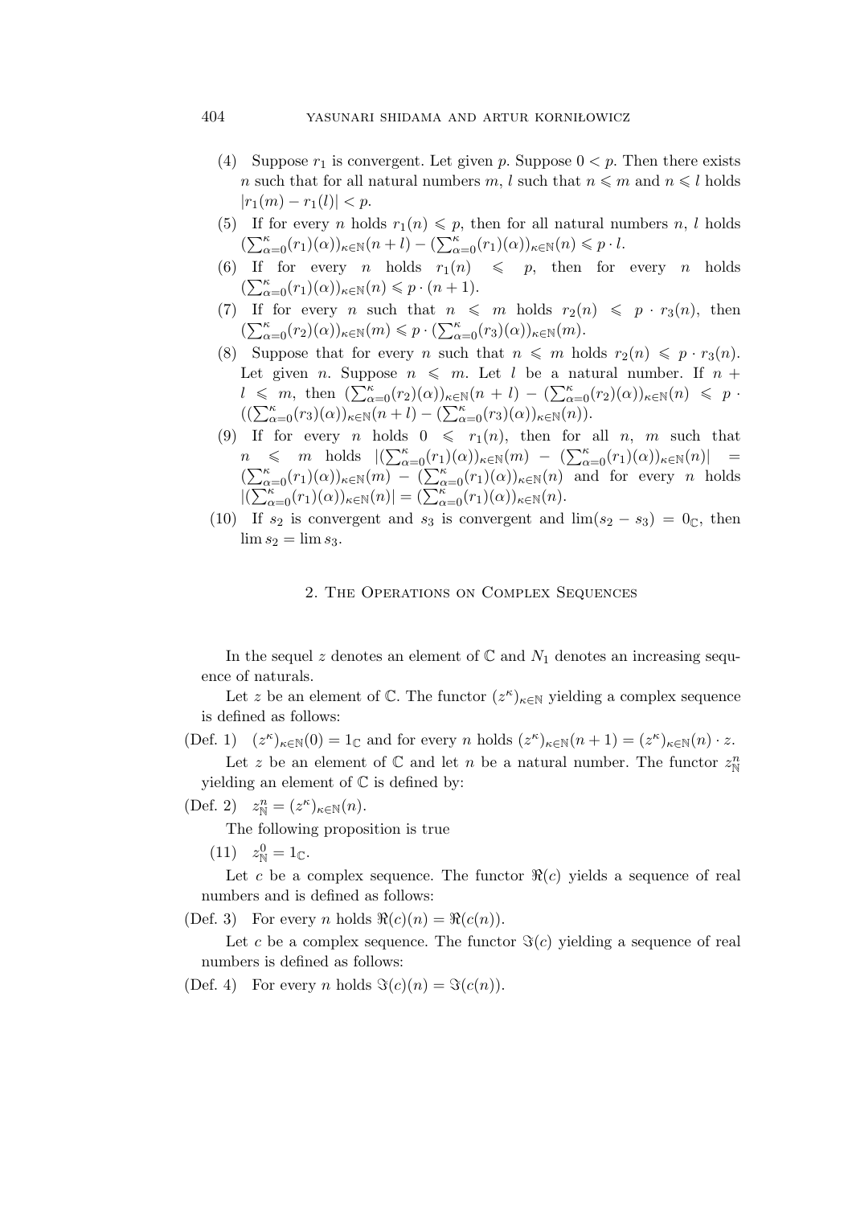(4) Suppose $r_1$ is convergent. Let given $p$. Suppose $0 < p$. Then there exists $n$ such that for all natural numbers $m$, $l$ such that $n \leqslant m$ and $n \leqslant l$ holds $|r_1(m) - r_1(l)| < p$.

(5) If for every $n$ holds $r_1(n) \leqslant p$, then for all natural numbers $n$, $l$ holds $(\sum_{\alpha=0}^{\kappa}(r_1)(\alpha))_{\kappa\in\mathbb{N}}(n+l) - (\sum_{\alpha=0}^{\kappa}(r_1)(\alpha))_{\kappa\in\mathbb{N}}(n) \leqslant p \cdot l$.

(6) If for every $n$ holds $r_1(n) \leqslant p$, then for every $n$ holds $(\sum_{\alpha=0}^{\kappa}(r_1)(\alpha))_{\kappa\in\mathbb{N}}(n) \leqslant p \cdot (n+1)$.

(7) If for every $n$ such that $n \leqslant m$ holds $r_2(n) \leqslant p \cdot r_3(n)$, then $(\sum_{\alpha=0}^{\kappa}(r_2)(\alpha))_{\kappa\in\mathbb{N}}(m) \leqslant p \cdot (\sum_{\alpha=0}^{\kappa}(r_3)(\alpha))_{\kappa\in\mathbb{N}}(m)$.

(8) Suppose that for every $n$ such that $n \leqslant m$ holds $r_2(n) \leqslant p \cdot r_3(n)$. Let given $n$. Suppose $n \leqslant m$. Let $l$ be a natural number. If $n + l \leqslant m$, then $(\sum_{\alpha=0}^{\kappa}(r_2)(\alpha))_{\kappa\in\mathbb{N}}(n+l) - (\sum_{\alpha=0}^{\kappa}(r_2)(\alpha))_{\kappa\in\mathbb{N}}(n) \leqslant p \cdot ((\sum_{\alpha=0}^{\kappa}(r_3)(\alpha))_{\kappa\in\mathbb{N}}(n+l) - (\sum_{\alpha=0}^{\kappa}(r_3)(\alpha))_{\kappa\in\mathbb{N}}(n))$.

(9) If for every $n$ holds $0 \leqslant r_1(n)$, then for all $n$, $m$ such that $n \leqslant m$ holds $|(\sum_{\alpha=0}^{\kappa}(r_1)(\alpha))_{\kappa\in\mathbb{N}}(m) - (\sum_{\alpha=0}^{\kappa}(r_1)(\alpha))_{\kappa\in\mathbb{N}}(n)| = (\sum_{\alpha=0}^{\kappa}(r_1)(\alpha))_{\kappa\in\mathbb{N}}(m) - (\sum_{\alpha=0}^{\kappa}(r_1)(\alpha))_{\kappa\in\mathbb{N}}(n)$ and for every $n$ holds $|(\sum_{\alpha=0}^{\kappa}(r_1)(\alpha))_{\kappa\in\mathbb{N}}(n)| = (\sum_{\alpha=0}^{\kappa}(r_1)(\alpha))_{\kappa\in\mathbb{N}}(n)$.

(10) If $s_2$ is convergent and $s_3$ is convergent and $\lim(s_2 - s_3) = 0_{\mathbb{C}}$, then $\lim s_2 = \lim s_3$.

## 2. The Operations on Complex Sequences

In the sequel $z$ denotes element of $\mathbb{C}$ and $N_1$ denotes an increasing sequence of naturals.

Let $z$ be an element of $\mathbb{C}$. The functor $(z^\kappa)_{\kappa\in\mathbb{N}}$ yielding a complex sequence is defined as follows:

(Def. 1) $(z^\kappa)_{\kappa\in\mathbb{N}}(0) = 1_{\mathbb{C}}$ and for every $n$ holds $(z^\kappa)_{\kappa\in\mathbb{N}}(n+1) = (z^\kappa)_{\kappa\in\mathbb{N}}(n) \cdot z$.

Let $z$ be an element of $\mathbb{C}$ and let $n$ be a natural number. The functor $z_{\mathbb{N}}^n$ yielding an element of $\mathbb{C}$ is defined by:

(Def. 2) $z_{\mathbb{N}}^n = (z^\kappa)_{\kappa\in\mathbb{N}}(n)$.

The following proposition is true

(11) $z_{\mathbb{N}}^0 = 1_{\mathbb{C}}$.

Let $c$ be a complex sequence. The functor $\Re(c)$ yields a sequence of real numbers and is defined as follows:

(Def. 3) For every $n$ holds $\Re(c)(n) = \Re(c(n))$.

Let $c$ be a complex sequence. The functor $\Im(c)$ yielding a sequence of real numbers is defined as follows:

(Def. 4) For every $n$ holds $\Im(c)(n) = \Im(c(n))$.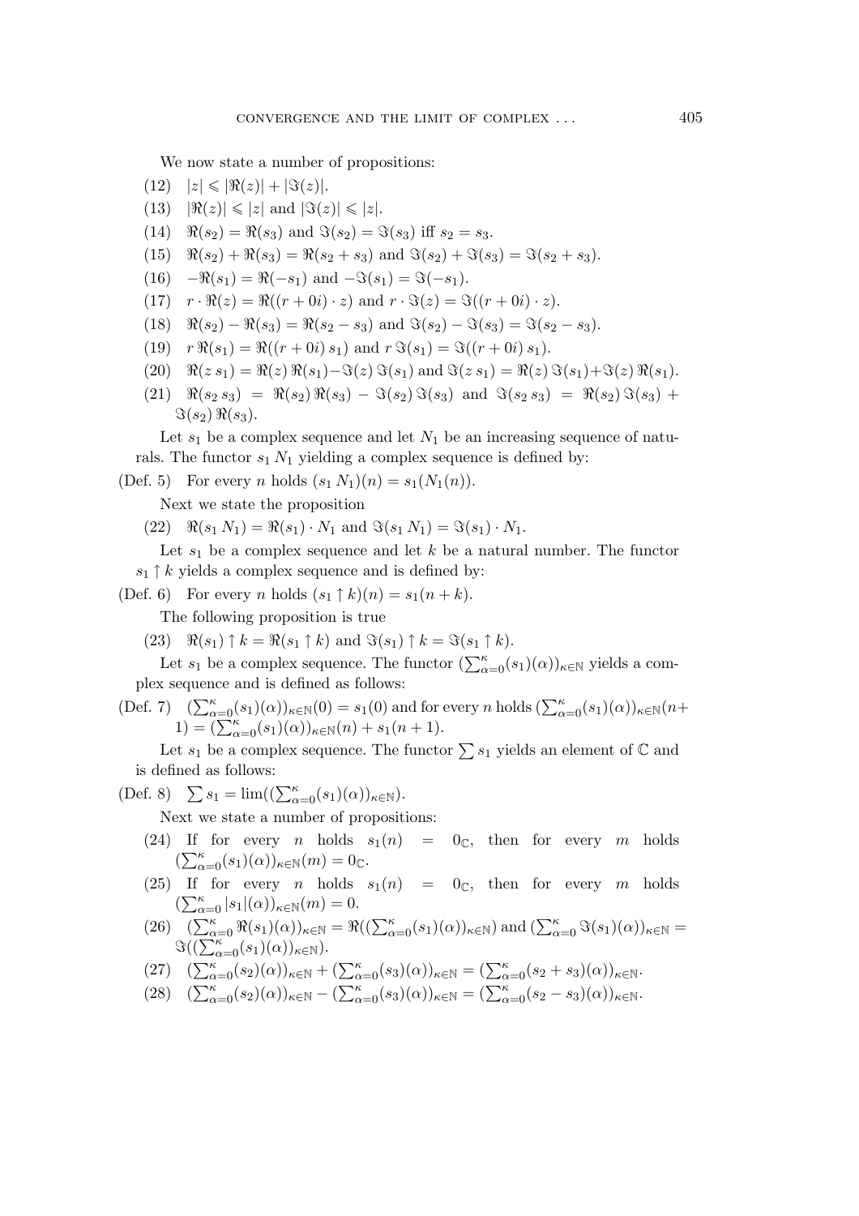We now state a number of propositions:

(12) $|z| \leqslant |\Re(z)| + |\Im(z)|$.

(13) $|\Re(z)| \leqslant |z|$ and $|\Im(z)| \leqslant |z|$.

(14) $\Re(s_2) = \Re(s_3)$ and $\Im(s_2) = \Im(s_3)$ iff $s_2 = s_3$.

(15) $\Re(s_2) + \Re(s_3) = \Re(s_2 + s_3)$ and $\Im(s_2) + \Im(s_3) = \Im(s_2 + s_3)$.

(16) $-\Re(s_1) = \Re(-s_1)$ and $-\Im(s_1) = \Im(-s_1)$.

(17) $r \cdot \Re(z) = \Re((r + 0i) \cdot z)$ and $r \cdot \Im(z) = \Im((r + 0i) \cdot z)$.

(18) $\Re(s_2) - \Re(s_3) = \Re(s_2 - s_3)$ and $\Im(s_2) - \Im(s_3) = \Im(s_2 - s_3)$.

(19) $r\,\Re(s_1) = \Re((r + 0i)\,s_1)$ and $r\,\Im(s_1) = \Im((r + 0i)\,s_1)$.

(20) $\Re(z\,s_1) = \Re(z)\,\Re(s_1) - \Im(z)\,\Im(s_1)$ and $\Im(z\,s_1) = \Re(z)\,\Im(s_1) + \Im(z)\,\Re(s_1)$.

(21) $\Re(s_2\,s_3) = \Re(s_2)\,\Re(s_3) - \Im(s_2)\,\Im(s_3)$ and $\Im(s_2\,s_3) = \Re(s_2)\,\Im(s_3) + \Im(s_2)\,\Re(s_3)$.

Let $s_1$ be a complex sequence and let $N_1$ be an increasing sequence of naturals. The functor $s_1\,N_1$ yielding a complex sequence is defined by:

(Def. 5) For every $n$ holds $(s_1\,N_1)(n) = s_1(N_1(n))$.

Next we state the proposition

(22) $\Re(s_1\,N_1) = \Re(s_1) \cdot N_1$ and $\Im(s_1\,N_1) = \Im(s_1) \cdot N_1$.

Let $s_1$ be a complex sequence and let $k$ be a natural number. The functor $s_1 \uparrow k$ yields a complex sequence and is defined by:

(Def. 6) For every $n$ holds $(s_1 \uparrow k)(n) = s_1(n + k)$.

The following proposition is true

(23) $\Re(s_1) \uparrow k = \Re(s_1 \uparrow k)$ and $\Im(s_1) \uparrow k = \Im(s_1 \uparrow k)$.

Let $s_1$ be a complex sequence. The functor $(\sum_{\alpha=0}^{\kappa}(s_1)(\alpha))_{\kappa\in\mathbb{N}}$ yields a complex sequence and is defined as follows:

(Def. 7) $(\sum_{\alpha=0}^{\kappa}(s_1)(\alpha))_{\kappa\in\mathbb{N}}(0) = s_1(0)$ and for every $n$ holds $(\sum_{\alpha=0}^{\kappa}(s_1)(\alpha))_{\kappa\in\mathbb{N}}(n+1) = (\sum_{\alpha=0}^{\kappa}(s_1)(\alpha))_{\kappa\in\mathbb{N}}(n) + s_1(n + 1)$.

Let $s_1$ be a complex sequence. The functor $\sum s_1$ yields an element of $\mathbb{C}$ and is defined as follows:

(Def. 8) $\sum s_1 = \lim((\sum_{\alpha=0}^{\kappa}(s_1)(\alpha))_{\kappa\in\mathbb{N}})$.

Next we state a number of propositions:

(24) If for every $n$ holds $s_1(n) = 0_{\mathbb{C}}$, then for every $m$ holds $(\sum_{\alpha=0}^{\kappa}(s_1)(\alpha))_{\kappa\in\mathbb{N}}(m) = 0_{\mathbb{C}}$.

(25) If for every $n$ holds $s_1(n) = 0_{\mathbb{C}}$, then for every $m$ holds $(\sum_{\alpha=0}^{\kappa}|s_1|(\alpha))_{\kappa\in\mathbb{N}}(m) = 0$.

(26) $(\sum_{\alpha=0}^{\kappa}\Re(s_1)(\alpha))_{\kappa\in\mathbb{N}} = \Re((\sum_{\alpha=0}^{\kappa}(s_1)(\alpha))_{\kappa\in\mathbb{N}})$ and $(\sum_{\alpha=0}^{\kappa}\Im(s_1)(\alpha))_{\kappa\in\mathbb{N}} = \Im((\sum_{\alpha=0}^{\kappa}(s_1)(\alpha))_{\kappa\in\mathbb{N}})$.

(27) $(\sum_{\alpha=0}^{\kappa}(s_2)(\alpha))_{\kappa\in\mathbb{N}} + (\sum_{\alpha=0}^{\kappa}(s_3)(\alpha))_{\kappa\in\mathbb{N}} = (\sum_{\alpha=0}^{\kappa}(s_2 + s_3)(\alpha))_{\kappa\in\mathbb{N}}$.

(28) $(\sum_{\alpha=0}^{\kappa}(s_2)(\alpha))_{\kappa\in\mathbb{N}} - (\sum_{\alpha=0}^{\kappa}(s_3)(\alpha))_{\kappa\in\mathbb{N}} = (\sum_{\alpha=0}^{\kappa}(s_2 - s_3)(\alpha))_{\kappa\in\mathbb{N}}$.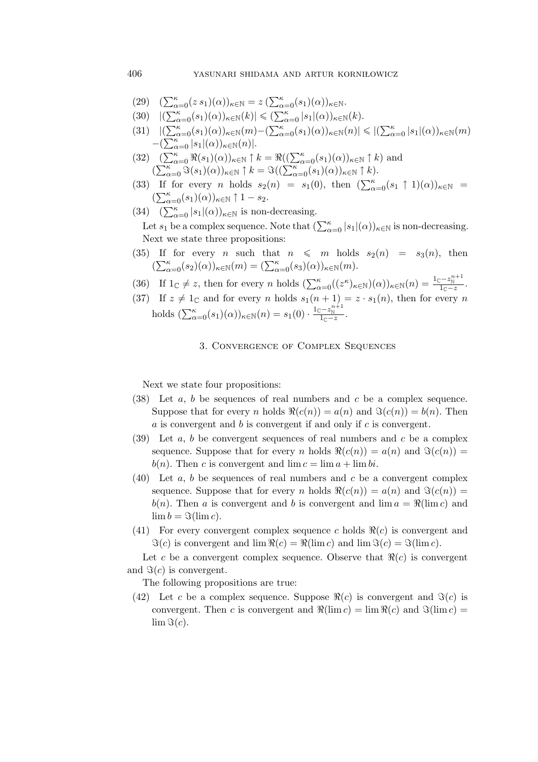(29) $(\sum_{\alpha=0}^{\kappa}(z\, s_1)(\alpha))_{\kappa \in \mathbb{N}} = z\,(\sum_{\alpha=0}^{\kappa}(s_1)(\alpha))_{\kappa \in \mathbb{N}}$.

(30) $|(\sum_{\alpha=0}^{\kappa}(s_1)(\alpha))_{\kappa \in \mathbb{N}}(k)| \leqslant (\sum_{\alpha=0}^{\kappa}|s_1|(\alpha))_{\kappa \in \mathbb{N}}(k)$.

(31) $|(\sum_{\alpha=0}^{\kappa}(s_1)(\alpha))_{\kappa \in \mathbb{N}}(m) - (\sum_{\alpha=0}^{\kappa}(s_1)(\alpha))_{\kappa \in \mathbb{N}}(n)| \leqslant |(\sum_{\alpha=0}^{\kappa}|s_1|(\alpha))_{\kappa \in \mathbb{N}}(m) - (\sum_{\alpha=0}^{\kappa}|s_1|(\alpha))_{\kappa \in \mathbb{N}}(n)|$.

(32) $(\sum_{\alpha=0}^{\kappa}\Re(s_1)(\alpha))_{\kappa \in \mathbb{N}} \uparrow k = \Re((\sum_{\alpha=0}^{\kappa}(s_1)(\alpha))_{\kappa \in \mathbb{N}} \uparrow k)$ and $(\sum_{\alpha=0}^{\kappa}\Im(s_1)(\alpha))_{\kappa \in \mathbb{N}} \uparrow k = \Im((\sum_{\alpha=0}^{\kappa}(s_1)(\alpha))_{\kappa \in \mathbb{N}} \uparrow k)$.

(33) If for every $n$ holds $s_2(n) = s_1(0)$, then $(\sum_{\alpha=0}^{\kappa}(s_1 \uparrow 1)(\alpha))_{\kappa \in \mathbb{N}} = (\sum_{\alpha=0}^{\kappa}(s_1)(\alpha))_{\kappa \in \mathbb{N}} \uparrow 1 - s_2$.

(34) $(\sum_{\alpha=0}^{\kappa}|s_1|(\alpha))_{\kappa \in \mathbb{N}}$ is non-decreasing.

Let $s_1$ be a complex sequence. Note that $(\sum_{\alpha=0}^{\kappa}|s_1|(\alpha))_{\kappa \in \mathbb{N}}$ is non-decreasing.

Next we state three propositions:

(35) If for every $n$ such that $n \leqslant m$ holds $s_2(n) = s_3(n)$, then $(\sum_{\alpha=0}^{\kappa}(s_2)(\alpha))_{\kappa \in \mathbb{N}}(m) = (\sum_{\alpha=0}^{\kappa}(s_3)(\alpha))_{\kappa \in \mathbb{N}}(m)$.

(36) If $1_{\mathbb{C}} \neq z$, then for every $n$ holds $(\sum_{\alpha=0}^{\kappa}((z^{\kappa})_{\kappa \in \mathbb{N}})(\alpha))_{\kappa \in \mathbb{N}}(n) = \frac{1_{\mathbb{C}} - z_{\mathbb{N}}^{n+1}}{1_{\mathbb{C}} - z}$.

(37) If $z \neq 1_{\mathbb{C}}$ and for every $n$ holds $s_1(n+1) = z \cdot s_1(n)$, then for every $n$ holds $(\sum_{\alpha=0}^{\kappa}(s_1)(\alpha))_{\kappa \in \mathbb{N}}(n) = s_1(0) \cdot \frac{1_{\mathbb{C}} - z_{\mathbb{N}}^{n+1}}{1_{\mathbb{C}} - z}$.

## 3. Convergence of Complex Sequences

Next we state four propositions:

(38) Let $a$, $b$ be sequences of real numbers and $c$ be a complex sequence. Suppose that for every $n$ holds $\Re(c(n)) = a(n)$ and $\Im(c(n)) = b(n)$. Then $a$ is convergent and $b$ is convergent if and only if $c$ is convergent.

(39) Let $a$, $b$ be convergent sequences of real numbers and $c$ be a complex sequence. Suppose that for every $n$ holds $\Re(c(n)) = a(n)$ and $\Im(c(n)) = b(n)$. Then $c$ is convergent and $\lim c = \lim a + \lim bi$.

(40) Let $a$, $b$ be sequences of real numbers and $c$ be a convergent complex sequence. Suppose that for every $n$ holds $\Re(c(n)) = a(n)$ and $\Im(c(n)) = b(n)$. Then $a$ is convergent and $b$ is convergent and $\lim a = \Re(\lim c)$ and $\lim b = \Im(\lim c)$.

(41) For every convergent complex sequence $c$ holds $\Re(c)$ is convergent and $\Im(c)$ is convergent and $\lim \Re(c) = \Re(\lim c)$ and $\lim \Im(c) = \Im(\lim c)$.

Let $c$ be a convergent complex sequence. Observe that $\Re(c)$ is convergent and $\Im(c)$ is convergent.

The following propositions are true:

(42) Let $c$ be a complex sequence. Suppose $\Re(c)$ is convergent and $\Im(c)$ is convergent. Then $c$ is convergent and $\Re(\lim c) = \lim \Re(c)$ and $\Im(\lim c) = \lim \Im(c)$.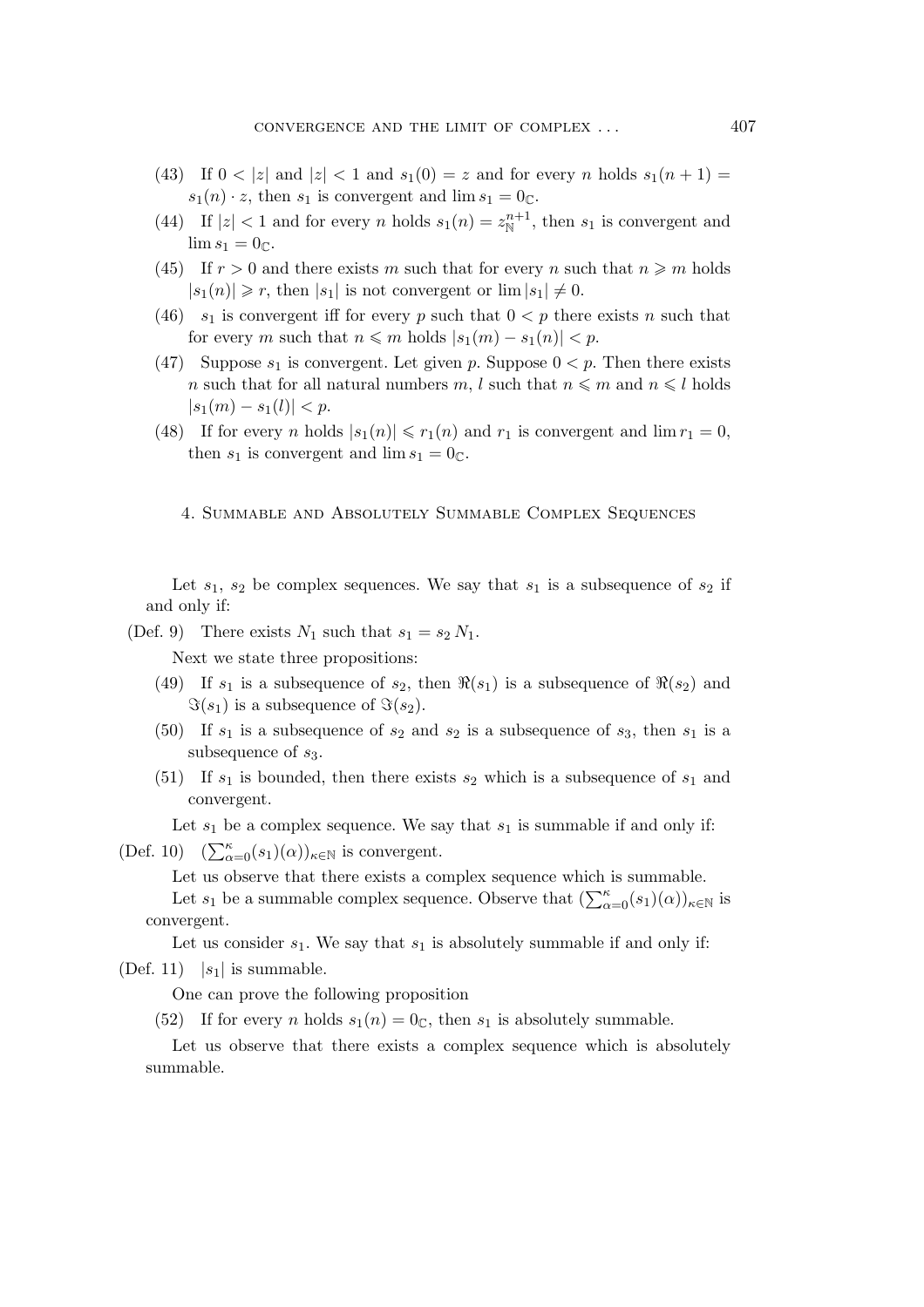(43) If $0 < |z|$ and $|z| < 1$ and $s_1(0) = z$ and for every $n$ holds $s_1(n+1) = s_1(n) \cdot z$, then $s_1$ is convergent and $\lim s_1 = 0_{\mathbb{C}}$.

(44) If $|z| < 1$ and for every $n$ holds $s_1(n) = z_{\mathbb{N}}^{n+1}$, then $s_1$ is convergent and $\lim s_1 = 0_{\mathbb{C}}$.

(45) If $r > 0$ and there exists $m$ such that for every $n$ such that $n \geqslant m$ holds $|s_1(n)| \geqslant r$, then $|s_1|$ is not convergent or $\lim |s_1| \neq 0$.

(46) $s_1$ is convergent iff for every $p$ such that $0 < p$ there exists $n$ such that for every $m$ such that $n \leqslant m$ holds $|s_1(m) - s_1(n)| < p$.

(47) Suppose $s_1$ is convergent. Let given $p$. Suppose $0 < p$. Then there exists $n$ such that for all natural numbers $m$, $l$ such that $n \leqslant m$ and $n \leqslant l$ holds $|s_1(m) - s_1(l)| < p$.

(48) If for every $n$ holds $|s_1(n)| \leqslant r_1(n)$ and $r_1$ is convergent and $\lim r_1 = 0$, then $s_1$ is convergent and $\lim s_1 = 0_{\mathbb{C}}$.

## 4. Summable and Absolutely Summable Complex Sequences

Let $s_1$, $s_2$ be complex sequences. We say that $s_1$ is a subsequence of $s_2$ if and only if:

(Def. 9) There exists $N_1$ such that $s_1 = s_2 \, N_1$.

Next we state three propositions:

(49) If $s_1$ is a subsequence of $s_2$, then $\Re(s_1)$ is a subsequence of $\Re(s_2)$ and $\Im(s_1)$ is a subsequence of $\Im(s_2)$.

(50) If $s_1$ is a subsequence of $s_2$ and $s_2$ is a subsequence of $s_3$, then $s_1$ is a subsequence of $s_3$.

(51) If $s_1$ is bounded, then there exists $s_2$ which is a subsequence of $s_1$ and convergent.

Let $s_1$ be a complex sequence. We say that $s_1$ is summable if and only if:

(Def. 10) $(\sum_{\alpha=0}^{\kappa}(s_1)(\alpha))_{\kappa \in \mathbb{N}}$ is convergent.

Let us observe that there exists a complex sequence which is summable.

Let $s_1$ be a summable complex sequence. Observe that $(\sum_{\alpha=0}^{\kappa}(s_1)(\alpha))_{\kappa \in \mathbb{N}}$ is convergent.

Let us consider $s_1$. We say that $s_1$ is absolutely summable if and only if:

(Def. 11) $|s_1|$ is summable.

One can prove the following proposition

(52) If for every $n$ holds $s_1(n) = 0_{\mathbb{C}}$, then $s_1$ is absolutely summable.

Let us observe that there exists a complex sequence which is absolutely summable.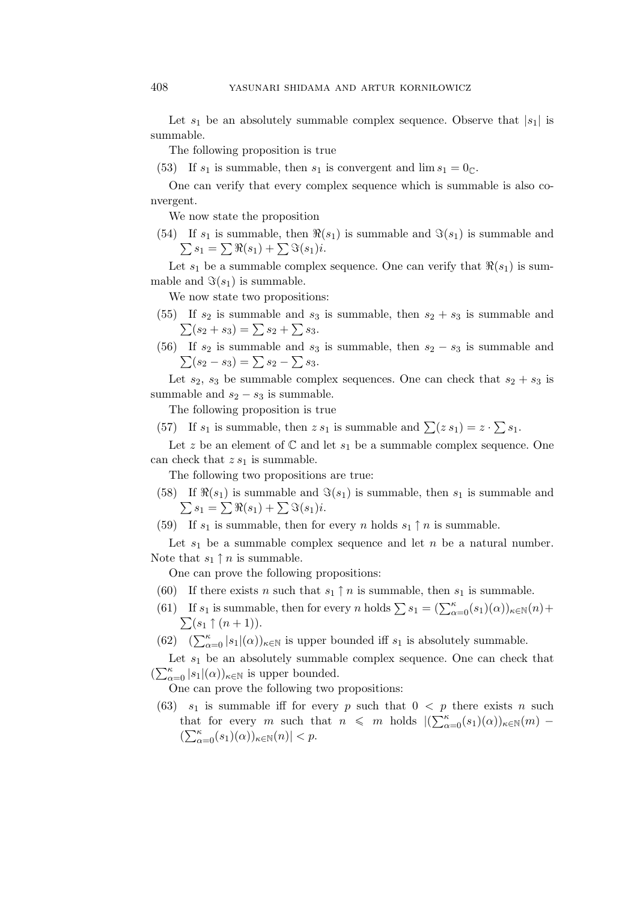Let $s_1$ be an absolutely summable complex sequence. Observe that $|s_1|$ is summable.

The following proposition is true

(53) If $s_1$ is summable, then $s_1$ is convergent and $\lim s_1 = 0_{\mathbb{C}}$.

One can verify that every complex sequence which is summable is also convergent.

We now state the proposition

(54) If $s_1$ is summable, then $\Re(s_1)$ is summable and $\Im(s_1)$ is summable and $\sum s_1 = \sum \Re(s_1) + \sum \Im(s_1) i$.

Let $s_1$ be a summable complex sequence. One can verify that $\Re(s_1)$ is summable and $\Im(s_1)$ is summable.

We now state two propositions:

(55) If $s_2$ is summable and $s_3$ is summable, then $s_2 + s_3$ is summable and $\sum(s_2 + s_3) = \sum s_2 + \sum s_3$.

(56) If $s_2$ is summable and $s_3$ is summable, then $s_2 - s_3$ is summable and $\sum(s_2 - s_3) = \sum s_2 - \sum s_3$.

Let $s_2$, $s_3$ be summable complex sequences. One can check that $s_2 + s_3$ is summable and $s_2 - s_3$ is summable.

The following proposition is true

(57) If $s_1$ is summable, then $z\, s_1$ is summable and $\sum(z\, s_1) = z \cdot \sum s_1$.

Let $z$ be an element of $\mathbb{C}$ and let $s_1$ be a summable complex sequence. One can check that $z\, s_1$ is summable.

The following two propositions are true:

(58) If $\Re(s_1)$ is summable and $\Im(s_1)$ is summable, then $s_1$ is summable and $\sum s_1 = \sum \Re(s_1) + \sum \Im(s_1) i$.

(59) If $s_1$ is summable, then for every $n$ holds $s_1 \uparrow n$ is summable.

Let $s_1$ be a summable complex sequence and let $n$ be a natural number. Note that $s_1 \uparrow n$ is summable.

One can prove the following propositions:

(60) If there exists $n$ such that $s_1 \uparrow n$ is summable, then $s_1$ is summable.

(61) If $s_1$ is summable, then for every $n$ holds $\sum s_1 = (\sum_{\alpha=0}^{\kappa}(s_1)(\alpha))_{\kappa \in \mathbb{N}}(n) + \sum(s_1 \uparrow (n+1))$.

(62) $(\sum_{\alpha=0}^{\kappa} |s_1|(\alpha))_{\kappa \in \mathbb{N}}$ is upper bounded iff $s_1$ is absolutely summable.

Let $s_1$ be an absolutely summable complex sequence. One can check that $(\sum_{\alpha=0}^{\kappa} |s_1|(\alpha))_{\kappa \in \mathbb{N}}$ is upper bounded.

One can prove the following two propositions:

(63) $s_1$ is summable iff for every $p$ such that $0 < p$ there exists $n$ such that for every $m$ such that $n \leqslant m$ holds $|(\sum_{\alpha=0}^{\kappa}(s_1)(\alpha))_{\kappa \in \mathbb{N}}(m) - (\sum_{\alpha=0}^{\kappa}(s_1)(\alpha))_{\kappa \in \mathbb{N}}(n)| < p$.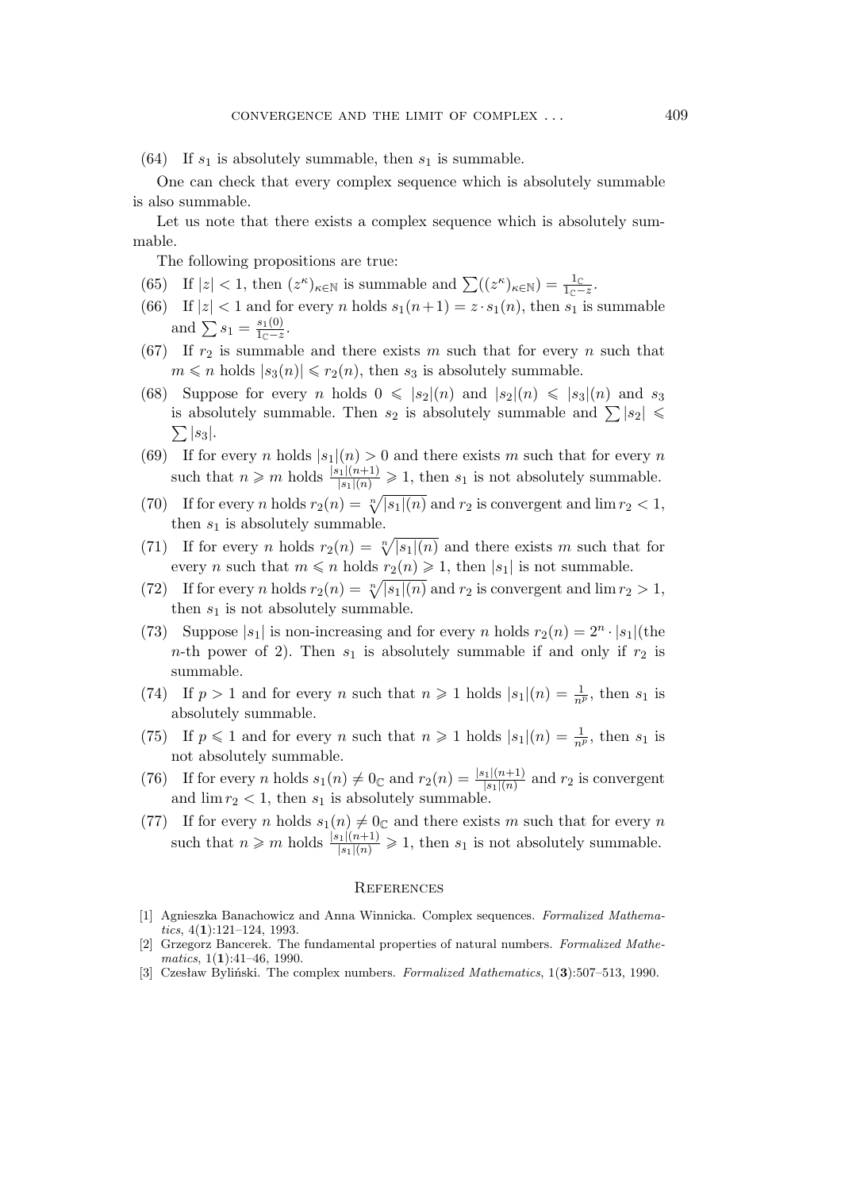(64) If $s_1$ is absolutely summable, then $s_1$ is summable.

One can check that every complex sequence which is absolutely summable is also summable.

Let us note that there exists a complex sequence which is absolutely summable.

The following propositions are true:

(65) If $|z| < 1$, then $(z^\kappa)_{\kappa \in \mathbb{N}}$ is summable and $\sum((z^\kappa)_{\kappa \in \mathbb{N}}) = \frac{1_{\mathbb{C}}}{1_{\mathbb{C}} - z}$.

(66) If $|z| < 1$ and for every $n$ holds $s_1(n+1) = z \cdot s_1(n)$, then $s_1$ is summable and $\sum s_1 = \frac{s_1(0)}{1_{\mathbb{C}} - z}$.

(67) If $r_2$ is summable and there exists $m$ such that for every $n$ such that $m \leqslant n$ holds $|s_3(n)| \leqslant r_2(n)$, then $s_3$ is absolutely summable.

(68) Suppose for every $n$ holds $0 \leqslant |s_2|(n)$ and $|s_2|(n) \leqslant |s_3|(n)$ and $s_3$ is absolutely summable. Then $s_2$ is absolutely summable and $\sum |s_2| \leqslant \sum |s_3|$.

(69) If for every $n$ holds $|s_1|(n) > 0$ and there exists $m$ such that for every $n$ such that $n \geqslant m$ holds $\frac{|s_1|(n+1)}{|s_1|(n)} \geqslant 1$, then $s_1$ is not absolutely summable.

(70) If for every $n$ holds $r_2(n) = \sqrt[n]{|s_1|(n)}$ and $r_2$ is convergent and $\lim r_2 < 1$, then $s_1$ is absolutely summable.

(71) If for every $n$ holds $r_2(n) = \sqrt[n]{|s_1|(n)}$ and there exists $m$ such that for every $n$ such that $m \leqslant n$ holds $r_2(n) \geqslant 1$, then $|s_1|$ is not summable.

(72) If for every $n$ holds $r_2(n) = \sqrt[n]{|s_1|(n)}$ and $r_2$ is convergent and $\lim r_2 > 1$, then $s_1$ is not absolutely summable.

(73) Suppose $|s_1|$ is non-increasing and for every $n$ holds $r_2(n) = 2^n \cdot |s_1|$(the $n$-th power of 2). Then $s_1$ is absolutely summable if and only if $r_2$ is summable.

(74) If $p > 1$ and for every $n$ such that $n \geqslant 1$ holds $|s_1|(n) = \frac{1}{n^p}$, then $s_1$ is absolutely summable.

(75) If $p \leqslant 1$ and for every $n$ such that $n \geqslant 1$ holds $|s_1|(n) = \frac{1}{n^p}$, then $s_1$ is not absolutely summable.

(76) If for every $n$ holds $s_1(n) \neq 0_{\mathbb{C}}$ and $r_2(n) = \frac{|s_1|(n+1)}{|s_1|(n)}$ and $r_2$ is convergent and $\lim r_2 < 1$, then $s_1$ is absolutely summable.

(77) If for every $n$ holds $s_1(n) \neq 0_{\mathbb{C}}$ and there exists $m$ such that for every $n$ such that $n \geqslant m$ holds $\frac{|s_1|(n+1)}{|s_1|(n)} \geqslant 1$, then $s_1$ is not absolutely summable.

## References

[1] Agnieszka Banachowicz and Anna Winnicka. Complex sequences. *Formalized Mathematics*, 4(**1**):121–124, 1993.

[2] Grzegorz Bancerek. The fundamental properties of natural numbers. *Formalized Mathematics*, 1(**1**):41–46, 1990.

[3] Czesław Byliński. The complex numbers. *Formalized Mathematics*, 1(**3**):507–513, 1990.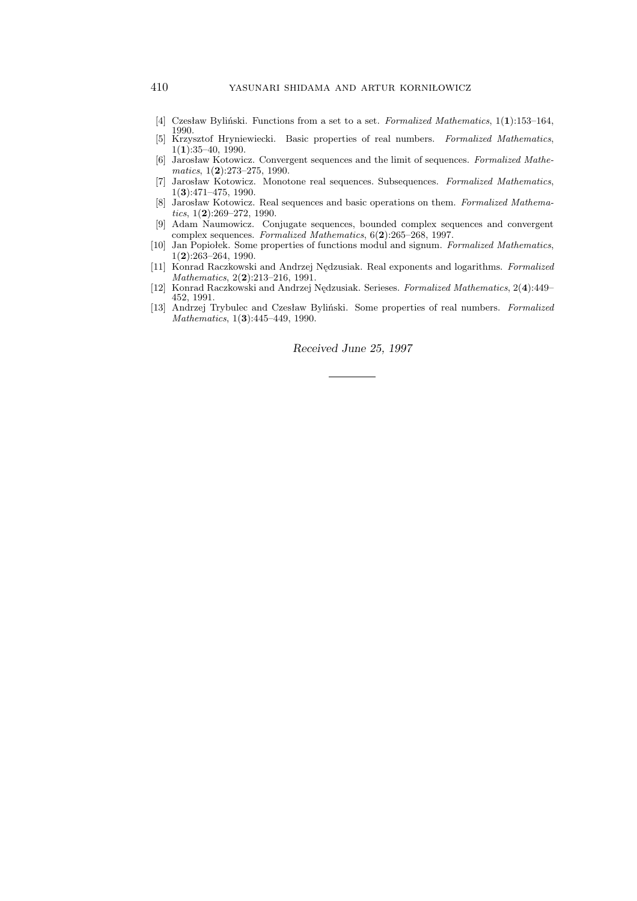- [4] Czesław Byliński. Functions from a set to a set. *Formalized Mathematics*, 1(**1**):153–164, 1990.
- [5] Krzysztof Hryniewiecki. Basic properties of real numbers. *Formalized Mathematics*, 1(**1**):35–40, 1990.
- [6] Jarosław Kotowicz. Convergent sequences and the limit of sequences. *Formalized Mathematics*, 1(**2**):273–275, 1990.
- [7] Jarosław Kotowicz. Monotone real sequences. Subsequences. *Formalized Mathematics*, 1(**3**):471–475, 1990.
- [8] Jarosław Kotowicz. Real sequences and basic operations on them. *Formalized Mathematics*, 1(**2**):269–272, 1990.
- [9] Adam Naumowicz. Conjugate sequences, bounded complex sequences and convergent complex sequences. *Formalized Mathematics*, 6(**2**):265–268, 1997.
- [10] Jan Popiołek. Some properties of functions modul and signum. *Formalized Mathematics*, 1(**2**):263–264, 1990.
- [11] Konrad Raczkowski and Andrzej Nędzusiak. Real exponents and logarithms. *Formalized Mathematics*, 2(**2**):213–216, 1991.
- [12] Konrad Raczkowski and Andrzej Nędzusiak. Serieses. *Formalized Mathematics*, 2(**4**):449–452, 1991.
- [13] Andrzej Trybulec and Czesław Byliński. Some properties of real numbers. *Formalized Mathematics*, 1(**3**):445–449, 1990.

*Received June 25, 1997*